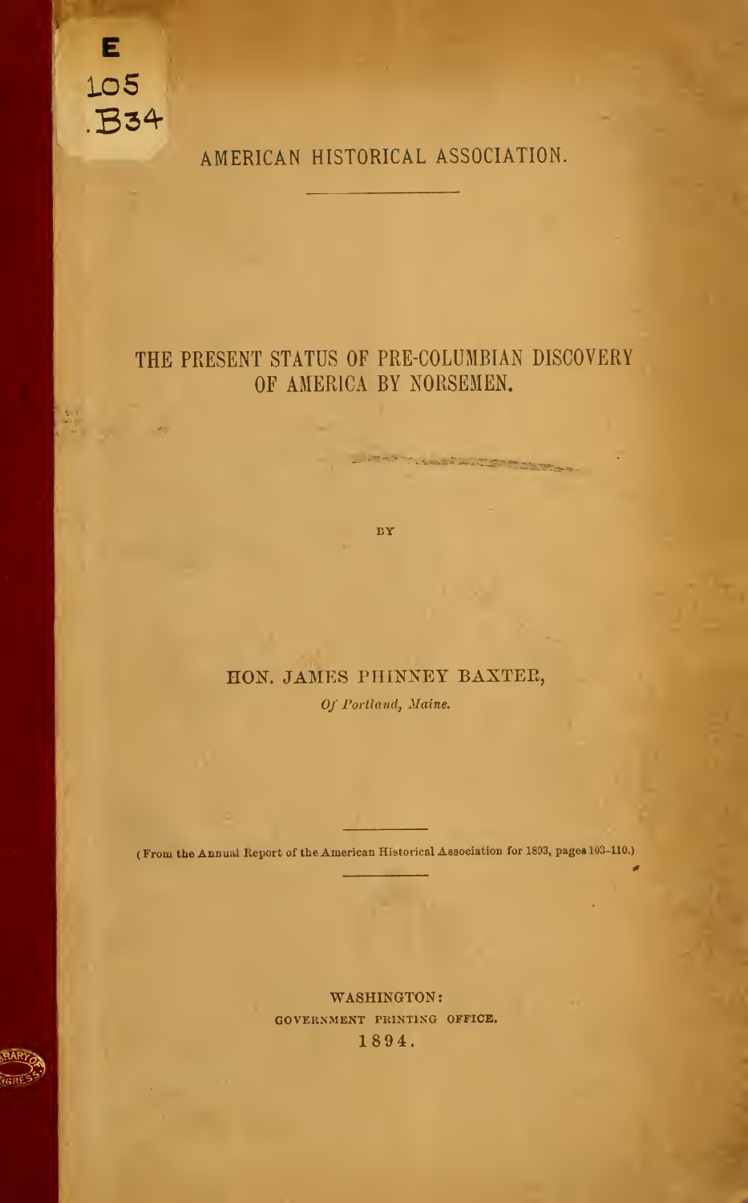E
105
.B34

AMERICAN HISTORICAL ASSOCIATION.

# THE PRESENT STATUS OF PRE-COLUMBIAN DISCOVERY OF AMERICA BY NORSEMEN.

BY

HON. JAMES PHINNEY BAXTER,

*Of Portland, Maine.*

(From the Annual Report of the American Historical Association for 1893, pages 103–110.)

WASHINGTON:
GOVERNMENT PRINTING OFFICE.
1894.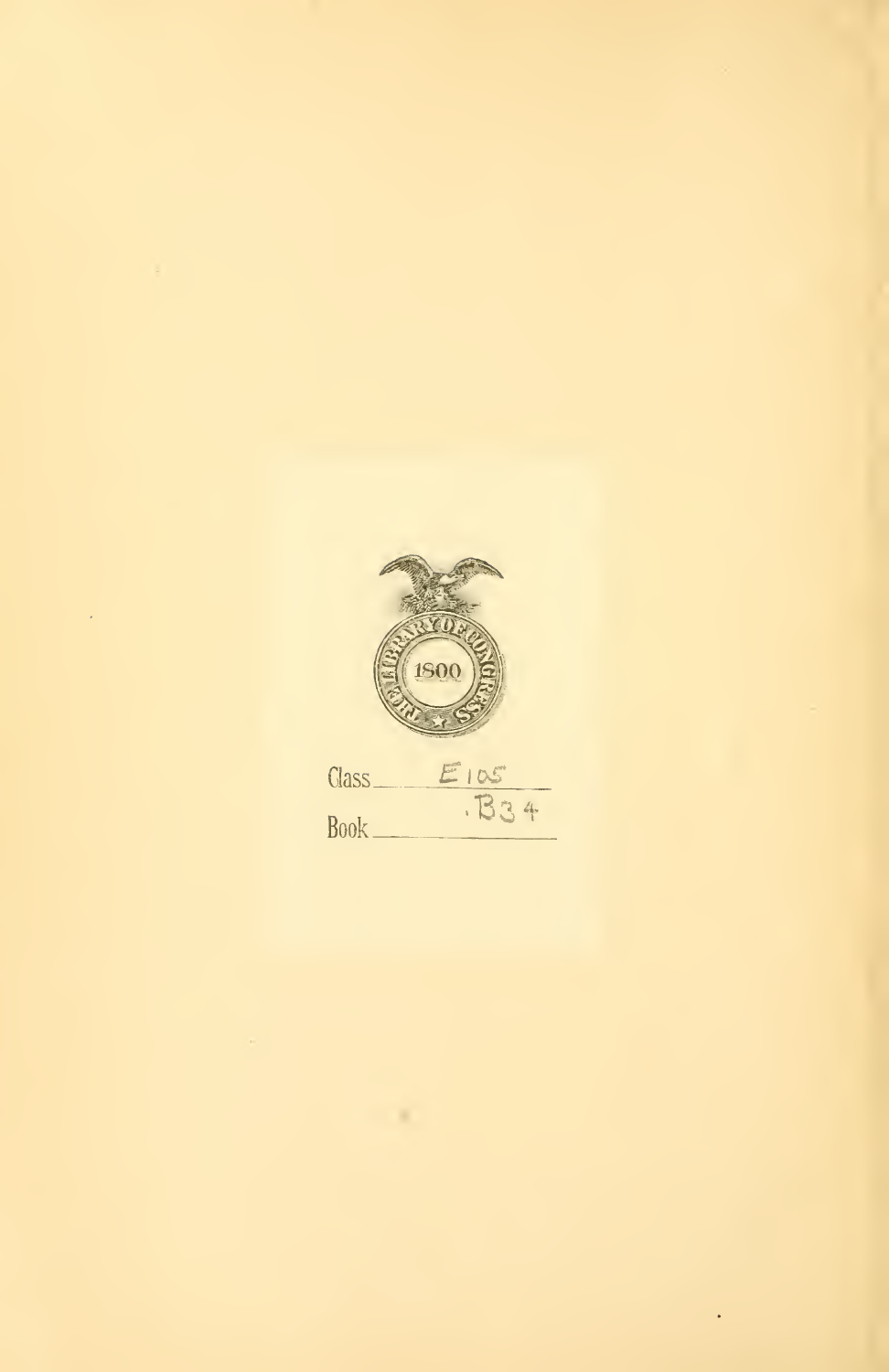THE LIBRARY OF CONGRESS

1800

Class E105

Book .B34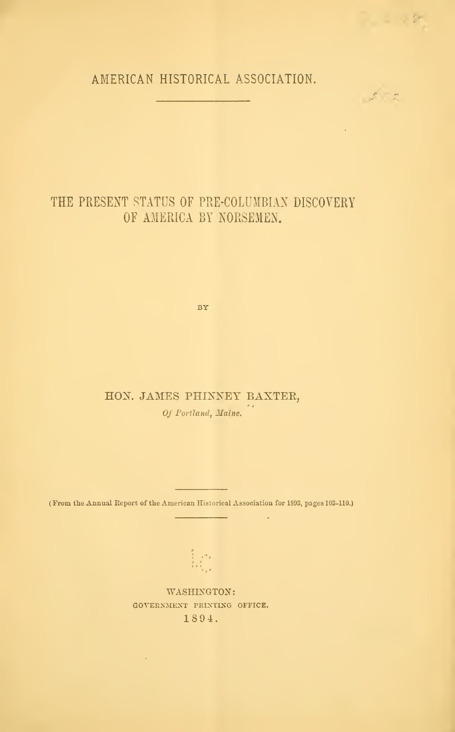AMERICAN HISTORICAL ASSOCIATION.

# THE PRESENT STATUS OF PRE-COLUMBIAN DISCOVERY OF AMERICA BY NORSEMEN.

BY

HON. JAMES PHINNEY BAXTER,

*Of Portland, Maine.*

(From the Annual Report of the American Historical Association for 1893, pages 103-110.)

WASHINGTON:
GOVERNMENT PRINTING OFFICE.
1894.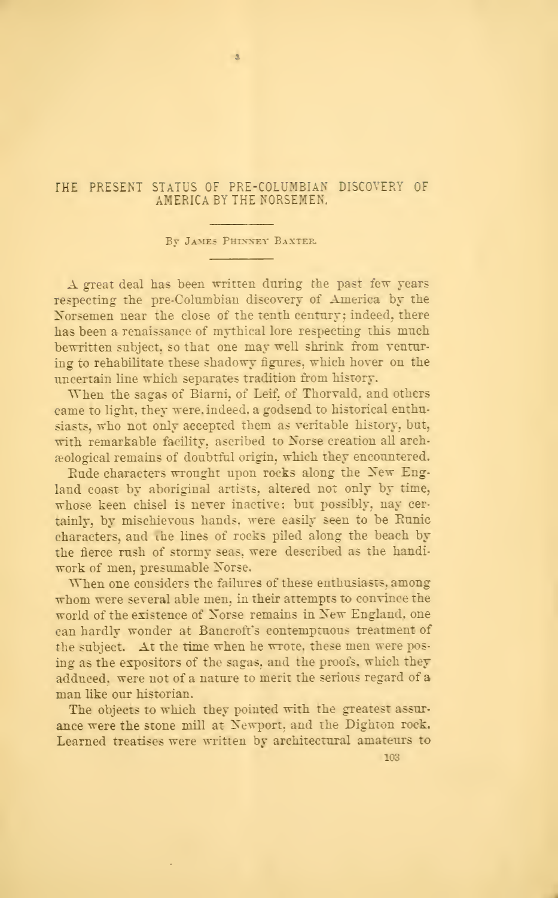# THE PRESENT STATUS OF PRE-COLUMBIAN DISCOVERY OF AMERICA BY THE NORSEMEN.

By James Phinney Baxter.

A great deal has been written during the past few years respecting the pre-Columbian discovery of America by the Norsemen near the close of the tenth century; indeed, there has been a renaissance of mythical lore respecting this much bewritten subject, so that one may well shrink from venturing to rehabilitate these shadowy figures, which hover on the uncertain line which separates tradition from history.

When the sagas of Biarni, of Leif, of Thorvald, and others came to light, they were, indeed, a godsend to historical enthusiasts, who not only accepted them as veritable history, but, with remarkable facility, ascribed to Norse creation all archæological remains of doubtful origin, which they encountered. Rude characters wrought upon rocks along the New England coast by aboriginal artists, altered not only by time, whose keen chisel is never inactive: but possibly, nay certainly, by mischievous hands, were easily seen to be Runic characters, and the lines of rocks piled along the beach by the fierce rush of stormy seas, were described as the handiwork of men, presumable Norse.

When one considers the failures of these enthusiasts, among whom were several able men, in their attempts to convince the world of the existence of Norse remains in New England, one can hardly wonder at Bancroft's contemptuous treatment of the subject. At the time when he wrote, these men were posing as the expositors of the sagas, and the proofs, which they adduced, were not of a nature to merit the serious regard of a man like our historian.

The objects to which they pointed with the greatest assurance were the stone mill at Newport, and the Dighton rock. Learned treatises were written by architectural amateurs to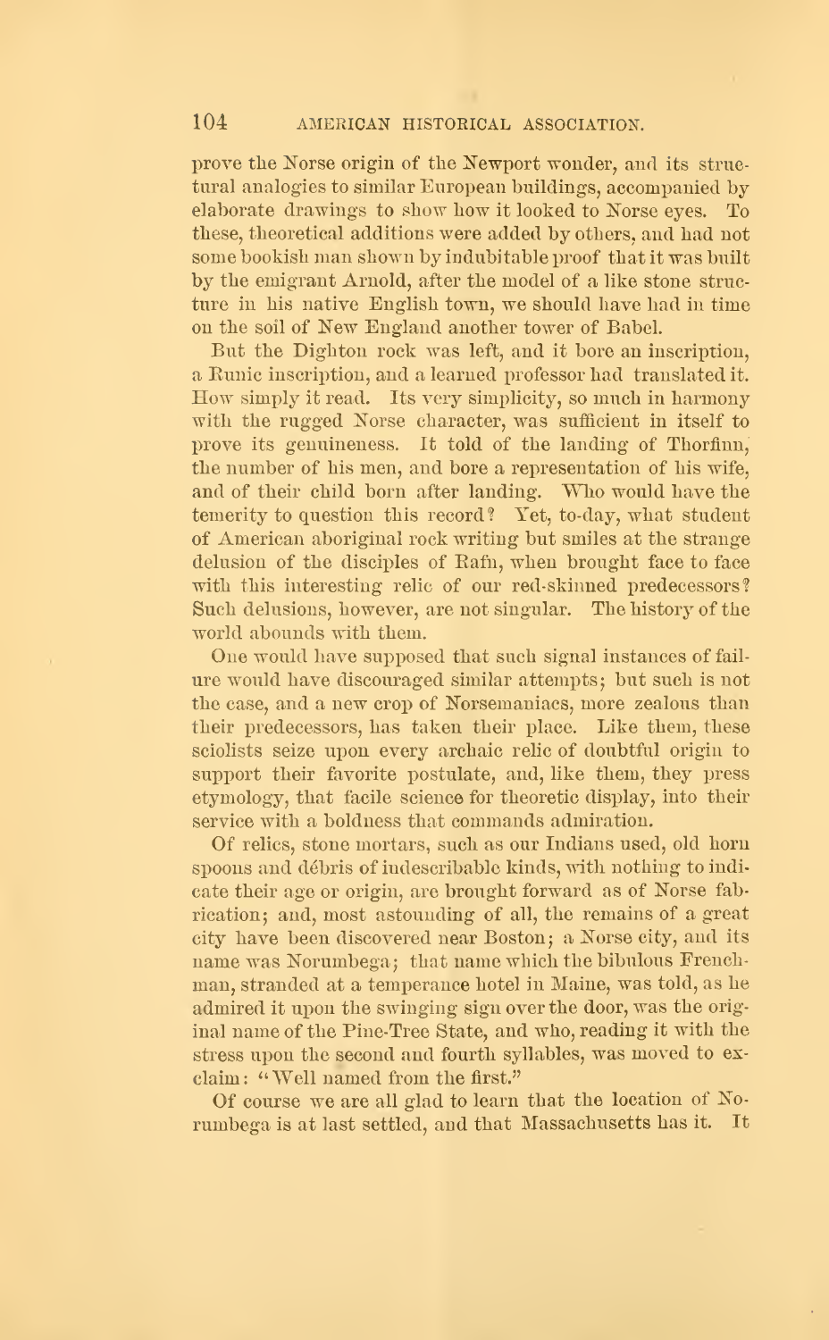prove the Norse origin of the Newport wonder, and its structural analogies to similar European buildings, accompanied by elaborate drawings to show how it looked to Norse eyes. To these, theoretical additions were added by others, and had not some bookish man shown by indubitable proof that it was built by the emigrant Arnold, after the model of a like stone structure in his native English town, we should have had in time on the soil of New England another tower of Babel.

But the Dighton rock was left, and it bore an inscription, a Runic inscription, and a learned professor had translated it. How simply it read. Its very simplicity, so much in harmony with the rugged Norse character, was sufficient in itself to prove its genuineness. It told of the landing of Thorfinn, the number of his men, and bore a representation of his wife, and of their child born after landing. Who would have the temerity to question this record? Yet, to-day, what student of American aboriginal rock writing but smiles at the strange delusion of the disciples of Rafn, when brought face to face with this interesting relic of our red-skinned predecessors? Such delusions, however, are not singular. The history of the world abounds with them.

One would have supposed that such signal instances of failure would have discouraged similar attempts; but such is not the case, and a new crop of Norsemaniacs, more zealous than their predecessors, has taken their place. Like them, these sciolists seize upon every archaic relic of doubtful origin to support their favorite postulate, and, like them, they press etymology, that facile science for theoretic display, into their service with a boldness that commands admiration.

Of relics, stone mortars, such as our Indians used, old horn spoons and débris of indescribable kinds, with nothing to indicate their age or origin, are brought forward as of Norse fabrication; and, most astounding of all, the remains of a great city have been discovered near Boston; a Norse city, and its name was Norumbega; that name which the bibulous Frenchman, stranded at a temperance hotel in Maine, was told, as he admired it upon the swinging sign over the door, was the original name of the Pine-Tree State, and who, reading it with the stress upon the second and fourth syllables, was moved to exclaim: "Well named from the first."

Of course we are all glad to learn that the location of Norumbega is at last settled, and that Massachusetts has it. It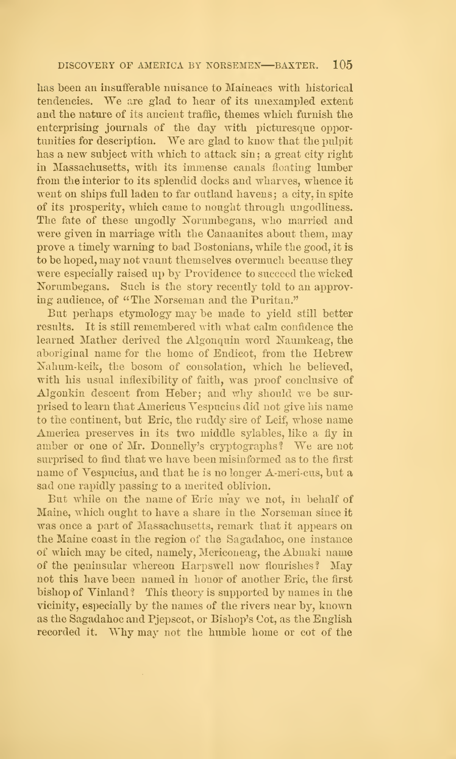has been an insufferable nuisance to Maineacs with historical tendencies. We are glad to hear of its unexampled extent and the nature of its ancient traffic, themes which furnish the enterprising journals of the day with picturesque opportunities for description. We are glad to know that the pulpit has a new subject with which to attack sin; a great city right in Massachusetts, with its immense canals floating lumber from the interior to its splendid docks and wharves, whence it went on ships full laden to far outland havens; a city, in spite of its prosperity, which came to nought through ungodliness. The fate of these ungodly Norumbegans, who married and were given in marriage with the Canaanites about them, may prove a timely warning to bad Bostonians, while the good, it is to be hoped, may not vaunt themselves overmuch because they were especially raised up by Providence to succeed the wicked Norumbegans. Such is the story recently told to an approving audience, of "The Norseman and the Puritan."

But perhaps etymology may be made to yield still better results. It is still remembered with what calm confidence the learned Mather derived the Algonquin word Naumkeag, the aboriginal name for the home of Endicot, from the Hebrew Nahum-keik, the bosom of consolation, which he believed, with his usual inflexibility of faith, was proof conclusive of Algonkin descent from Heber; and why should we be surprised to learn that Americus Vespucius did not give his name to the continent, but Eric, the ruddy sire of Leif, whose name America preserves in its two middle syllables, like a fly in amber or one of Mr. Donnelly's cryptographs? We are not surprised to find that we have been misinformed as to the first name of Vespucius, and that he is no longer A-meri-cus, but a sad one rapidly passing to a merited oblivion.

But while on the name of Eric may we not, in behalf of Maine, which ought to have a share in the Norseman since it was once a part of Massachusetts, remark that it appears on the Maine coast in the region of the Sagadahoc, one instance of which may be cited, namely, Mericoneag, the Abnaki name of the peninsular whereon Harpswell now flourishes? May not this have been named in honor of another Eric, the first bishop of Vinland? This theory is supported by names in the vicinity, especially by the names of the rivers near by, known as the Sagadahoc and Pjepscot, or Bishop's Cot, as the English recorded it. Why may not the humble home or cot of the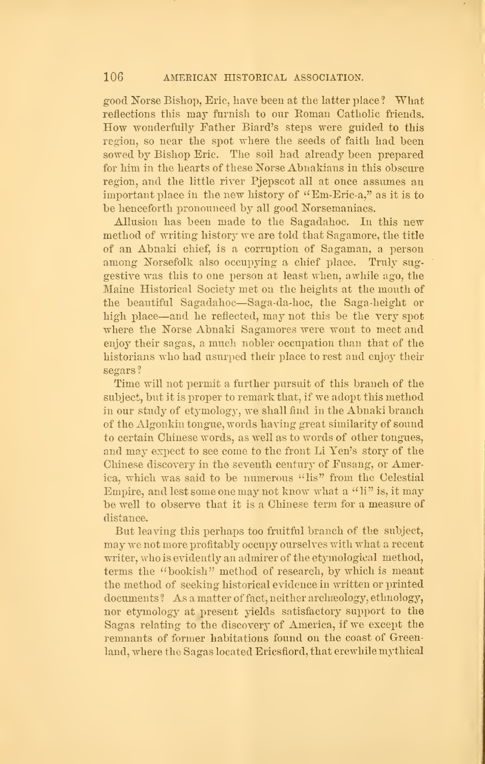good Norse Bishop, Eric, have been at the latter place? What reflections this may furnish to our Roman Catholic friends. How wonderfully Father Biard's steps were guided to this region, so near the spot where the seeds of faith had been sowed by Bishop Eric. The soil had already been prepared for him in the hearts of these Norse Abnakians in this obscure region, and the little river Pjepscot all at once assumes an important place in the new history of "Em-Eric-a," as it is to be henceforth pronounced by all good Norsemaniacs.

Allusion has been made to the Sagadahoc. In this new method of writing history we are told that Sagamore, the title of an Abnaki chief, is a corruption of Sagaman, a person among Norsefolk also occupying a chief place. Truly suggestive was this to one person at least when, awhile ago, the Maine Historical Society met on the heights at the mouth of the beautiful Sagadahoc—Saga-da-hoc, the Saga-height or high place—and he reflected, may not this be the very spot where the Norse Abnaki Sagamores were wont to meet and enjoy their sagas, a much nobler occupation than that of the historians who had usurped their place to rest and enjoy their segars?

Time will not permit a further pursuit of this branch of the subject, but it is proper to remark that, if we adopt this method in our study of etymology, we shall find in the Abnaki branch of the Algonkin tongue, words having great similarity of sound to certain Chinese words, as well as to words of other tongues, and may expect to see come to the front Li Yen's story of the Chinese discovery in the seventh century of Fusang, or America, which was said to be numerous "lis" from the Celestial Empire, and lest some one may not know what a "li" is, it may be well to observe that it is a Chinese term for a measure of distance.

But leaving this perhaps too fruitful branch of the subject, may we not more profitably occupy ourselves with what a recent writer, who is evidently an admirer of the etymological method, terms the "bookish" method of research, by which is meant the method of seeking historical evidence in written or printed documents? As a matter of fact, neither archæology, ethnology, nor etymology at present yields satisfactory support to the Sagas relating to the discovery of America, if we except the remnants of former habitations found on the coast of Greenland, where the Sagas located Ericsfiord, that erewhile mythical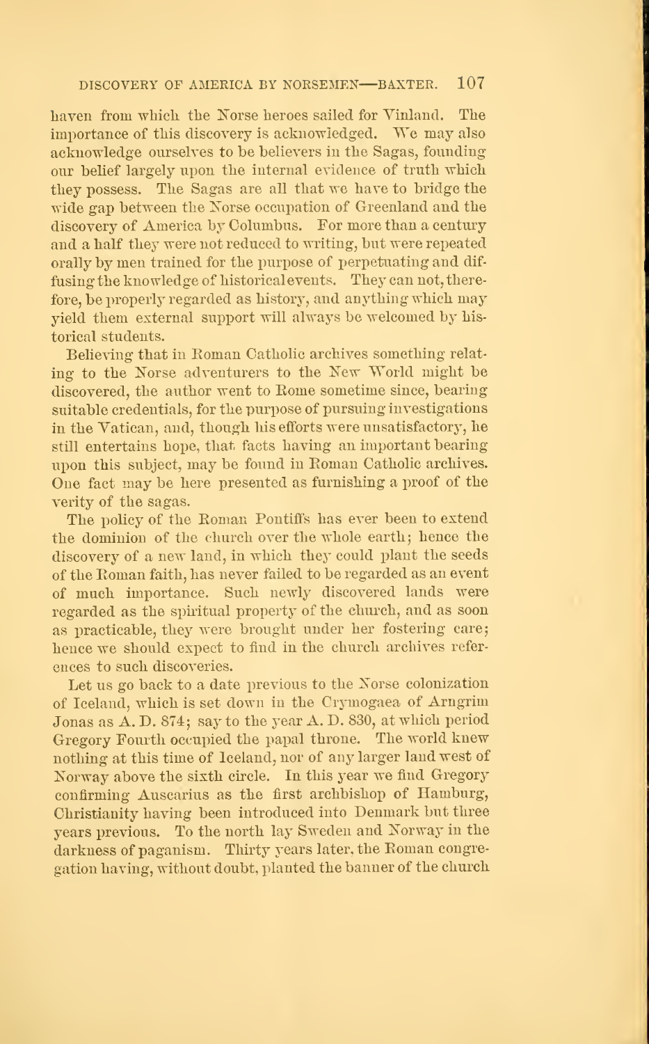haven from which the Norse heroes sailed for Vinland. The importance of this discovery is acknowledged. We may also acknowledge ourselves to be believers in the Sagas, founding our belief largely upon the internal evidence of truth which they possess. The Sagas are all that we have to bridge the wide gap between the Norse occupation of Greenland and the discovery of America by Columbus. For more than a century and a half they were not reduced to writing, but were repeated orally by men trained for the purpose of perpetuating and diffusing the knowledge of historical events. They can not, therefore, be properly regarded as history, and anything which may yield them external support will always be welcomed by historical students.

Believing that in Roman Catholic archives something relating to the Norse adventurers to the New World might be discovered, the author went to Rome sometime since, bearing suitable credentials, for the purpose of pursuing investigations in the Vatican, and, though his efforts were unsatisfactory, he still entertains hope, that facts having an important bearing upon this subject, may be found in Roman Catholic archives. One fact may be here presented as furnishing a proof of the verity of the sagas.

The policy of the Roman Pontiffs has ever been to extend the dominion of the church over the whole earth; hence the discovery of a new land, in which they could plant the seeds of the Roman faith, has never failed to be regarded as an event of much importance. Such newly discovered lands were regarded as the spiritual property of the church, and as soon as practicable, they were brought under her fostering care; hence we should expect to find in the church archives references to such discoveries.

Let us go back to a date previous to the Norse colonization of Iceland, which is set down in the Crymogaea of Arngrim Jonas as A. D. 874; say to the year A. D. 830, at which period Gregory Fourth occupied the papal throne. The world knew nothing at this time of Iceland, nor of any larger land west of Norway above the sixth circle. In this year we find Gregory confirming Auscarius as the first archbishop of Hamburg, Christianity having been introduced into Denmark but three years previous. To the north lay Sweden and Norway in the darkness of paganism. Thirty years later, the Roman congregation having, without doubt, planted the banner of the church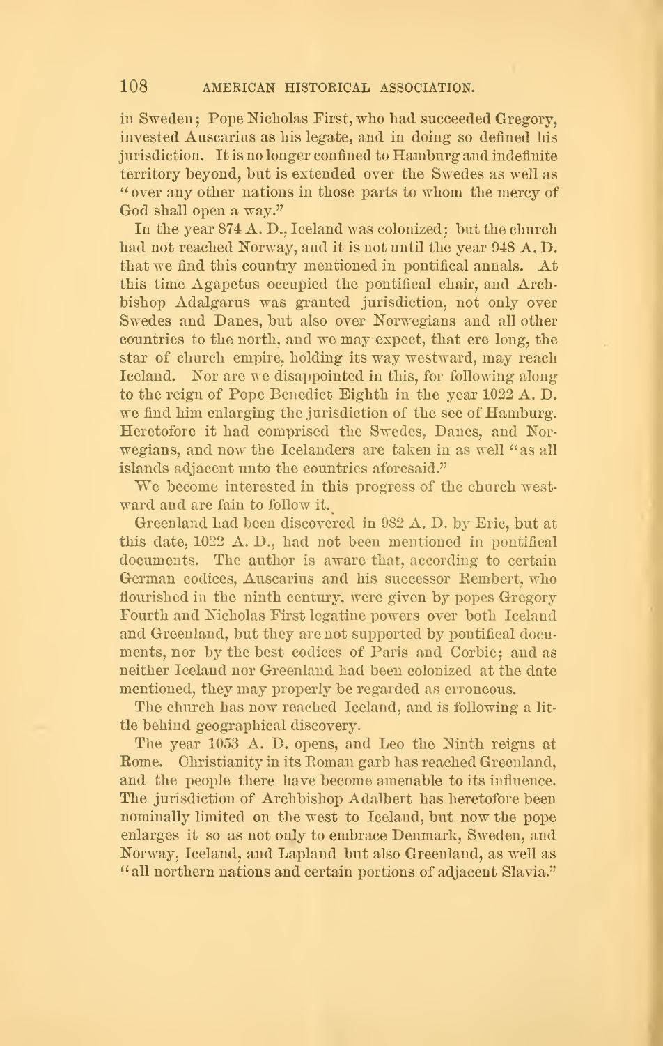in Sweden; Pope Nicholas First, who had succeeded Gregory, invested Auscarius as his legate, and in doing so defined his jurisdiction. It is no longer confined to Hamburg and indefinite territory beyond, but is extended over the Swedes as well as "over any other nations in those parts to whom the mercy of God shall open a way."

In the year 874 A. D., Iceland was colonized; but the church had not reached Norway, and it is not until the year 948 A. D. that we find this country mentioned in pontifical annals. At this time Agapetus occupied the pontifical chair, and Archbishop Adalgarus was granted jurisdiction, not only over Swedes and Danes, but also over Norwegians and all other countries to the north, and we may expect, that ere long, the star of church empire, holding its way westward, may reach Iceland. Nor are we disappointed in this, for following along to the reign of Pope Benedict Eighth in the year 1022 A. D. we find him enlarging the jurisdiction of the see of Hamburg. Heretofore it had comprised the Swedes, Danes, and Norwegians, and now the Icelanders are taken in as well "as all islands adjacent unto the countries aforesaid."

We become interested in this progress of the church westward and are fain to follow it.

Greenland had been discovered in 982 A. D. by Eric, but at this date, 1022 A. D., had not been mentioned in pontifical documents. The author is aware that, according to certain German codices, Auscarius and his successor Rembert, who flourished in the ninth century, were given by popes Gregory Fourth and Nicholas First legatine powers over both Iceland and Greenland, but they are not supported by pontifical documents, nor by the best codices of Paris and Corbie; and as neither Iceland nor Greenland had been colonized at the date mentioned, they may properly be regarded as erroneous.

The church has now reached Iceland, and is following a little behind geographical discovery.

The year 1053 A. D. opens, and Leo the Ninth reigns at Rome. Christianity in its Roman garb has reached Greenland, and the people there have become amenable to its influence. The jurisdiction of Archbishop Adalbert has heretofore been nominally limited on the west to Iceland, but now the pope enlarges it so as not only to embrace Denmark, Sweden, and Norway, Iceland, and Lapland but also Greenland, as well as "all northern nations and certain portions of adjacent Slavia."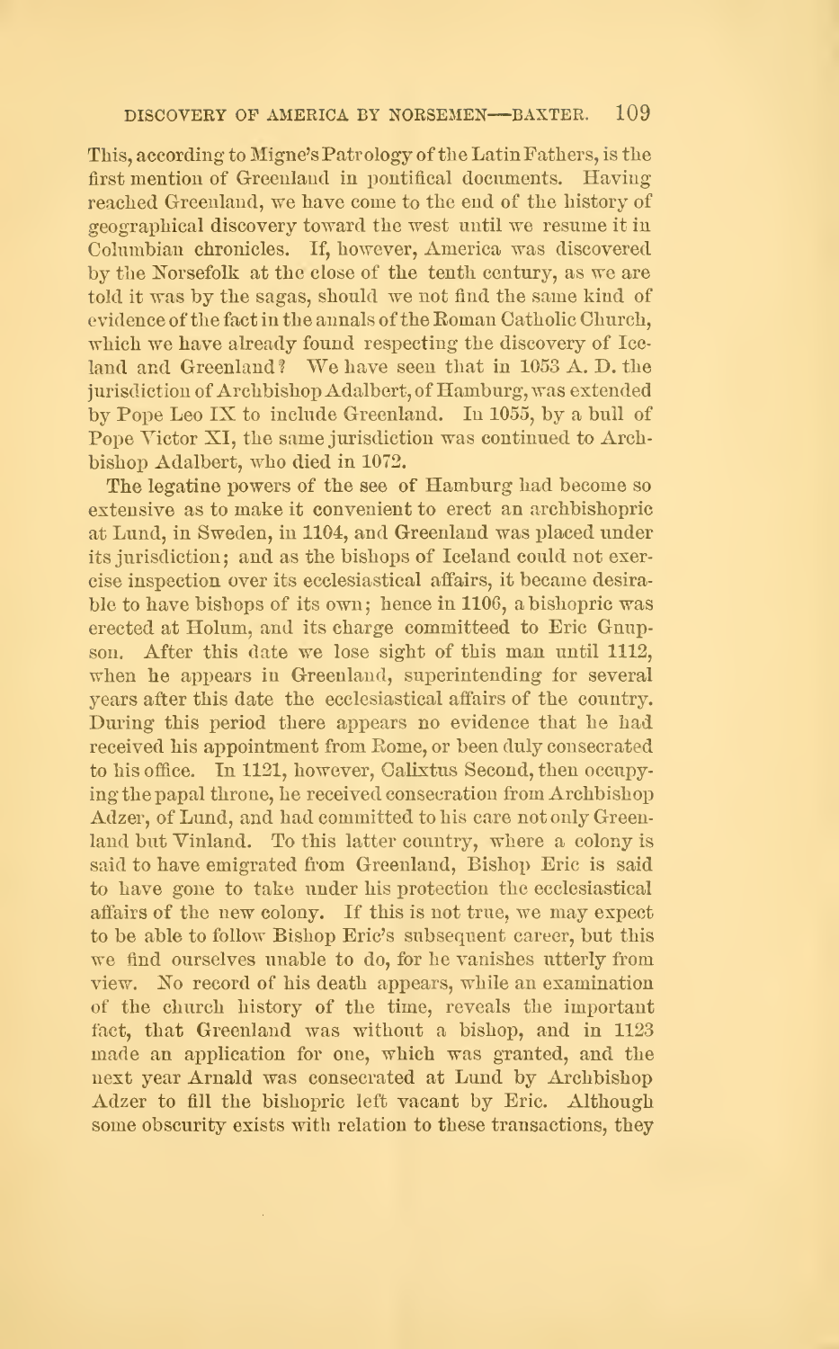This, according to Migne's Patrology of the Latin Fathers, is the first mention of Greenland in pontifical documents. Having reached Greenland, we have come to the end of the history of geographical discovery toward the west until we resume it in Columbian chronicles. If, however, America was discovered by the Norsefolk at the close of the tenth century, as we are told it was by the sagas, should we not find the same kind of evidence of the fact in the annals of the Roman Catholic Church, which we have already found respecting the discovery of Iceland and Greenland? We have seen that in 1053 A. D. the jurisdiction of Archbishop Adalbert, of Hamburg, was extended by Pope Leo IX to include Greenland. In 1055, by a bull of Pope Victor XI, the same jurisdiction was continued to Archbishop Adalbert, who died in 1072.

The legatine powers of the see of Hamburg had become so extensive as to make it convenient to erect an archbishopric at Lund, in Sweden, in 1104, and Greenland was placed under its jurisdiction; and as the bishops of Iceland could not exercise inspection over its ecclesiastical affairs, it became desirable to have bishops of its own; hence in 1106, a bishopric was erected at Holum, and its charge committeed to Eric Gnupson. After this date we lose sight of this man until 1112, when he appears in Greenland, superintending for several years after this date the ecclesiastical affairs of the country. During this period there appears no evidence that he had received his appointment from Rome, or been duly consecrated to his office. In 1121, however, Calixtus Second, then occupying the papal throne, he received consecration from Archbishop Adzer, of Lund, and had committed to his care not only Greenland but Vinland. To this latter country, where a colony is said to have emigrated from Greenland, Bishop Eric is said to have gone to take under his protection the ecclesiastical affairs of the new colony. If this is not true, we may expect to be able to follow Bishop Eric's subsequent career, but this we find ourselves unable to do, for he vanishes utterly from view. No record of his death appears, while an examination of the church history of the time, reveals the important fact, that Greenland was without a bishop, and in 1123 made an application for one, which was granted, and the next year Arnald was consecrated at Lund by Archbishop Adzer to fill the bishopric left vacant by Eric. Although some obscurity exists with relation to these transactions, they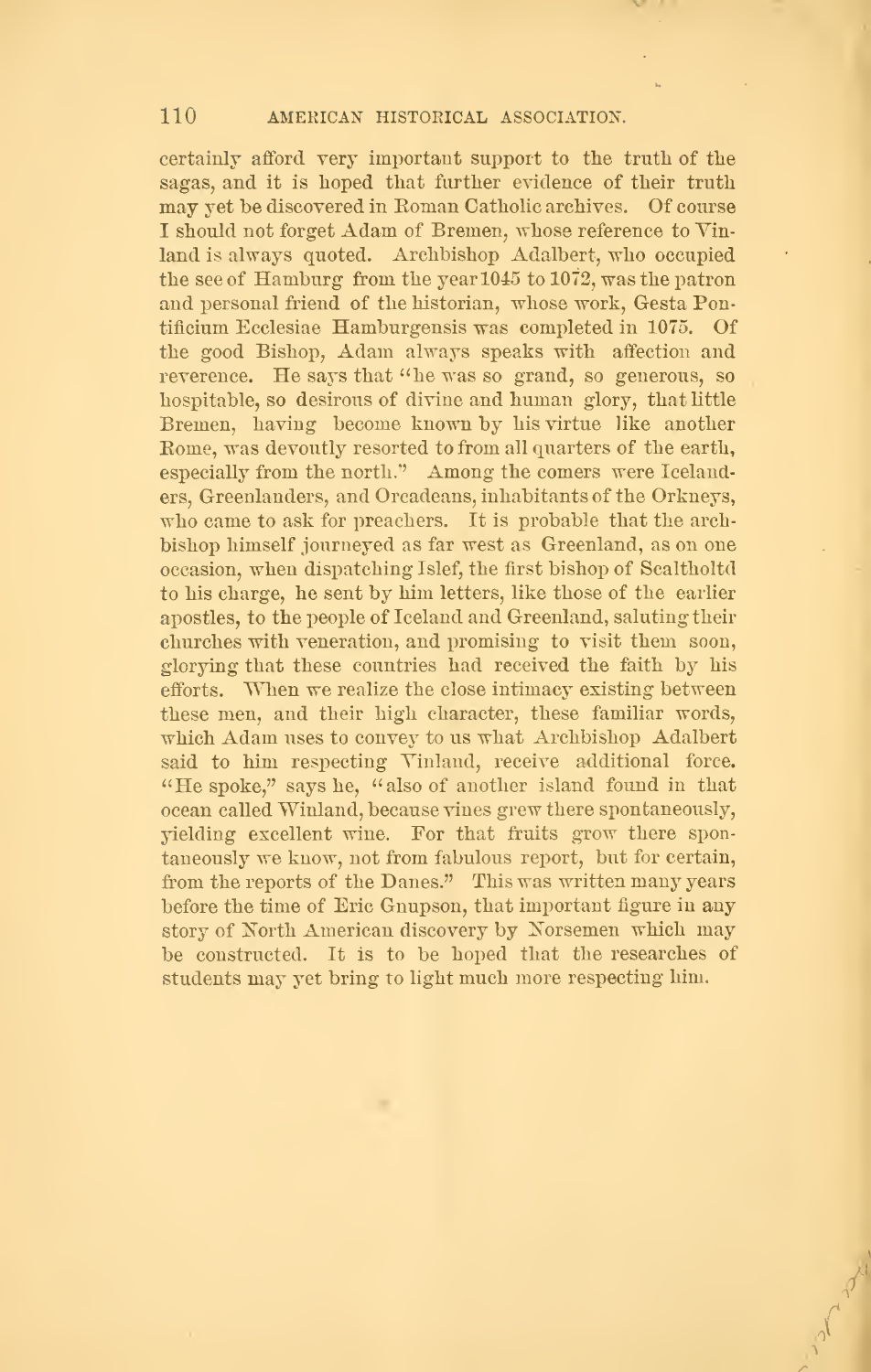certainly afford very important support to the truth of the sagas, and it is hoped that further evidence of their truth may yet be discovered in Roman Catholic archives. Of course I should not forget Adam of Bremen, whose reference to Vinland is always quoted. Archbishop Adalbert, who occupied the see of Hamburg from the year 1045 to 1072, was the patron and personal friend of the historian, whose work, Gesta Pontificium Ecclesiae Hamburgensis was completed in 1075. Of the good Bishop, Adam always speaks with affection and reverence. He says that "he was so grand, so generous, so hospitable, so desirous of divine and human glory, that little Bremen, having become known by his virtue like another Rome, was devoutly resorted to from all quarters of the earth, especially from the north." Among the comers were Icelanders, Greenlanders, and Orcadeans, inhabitants of the Orkneys, who came to ask for preachers. It is probable that the archbishop himself journeyed as far west as Greenland, as on one occasion, when dispatching Islef, the first bishop of Scaltholtd to his charge, he sent by him letters, like those of the earlier apostles, to the people of Iceland and Greenland, saluting their churches with veneration, and promising to visit them soon, glorying that these countries had received the faith by his efforts. When we realize the close intimacy existing between these men, and their high character, these familiar words, which Adam uses to convey to us what Archbishop Adalbert said to him respecting Vinland, receive additional force. "He spoke," says he, "also of another island found in that ocean called Winland, because vines grew there spontaneously, yielding excellent wine. For that fruits grow there spontaneously we know, not from fabulous report, but for certain, from the reports of the Danes." This was written many years before the time of Eric Gnupson, that important figure in any story of North American discovery by Norsemen which may be constructed. It is to be hoped that the researches of students may yet bring to light much more respecting him.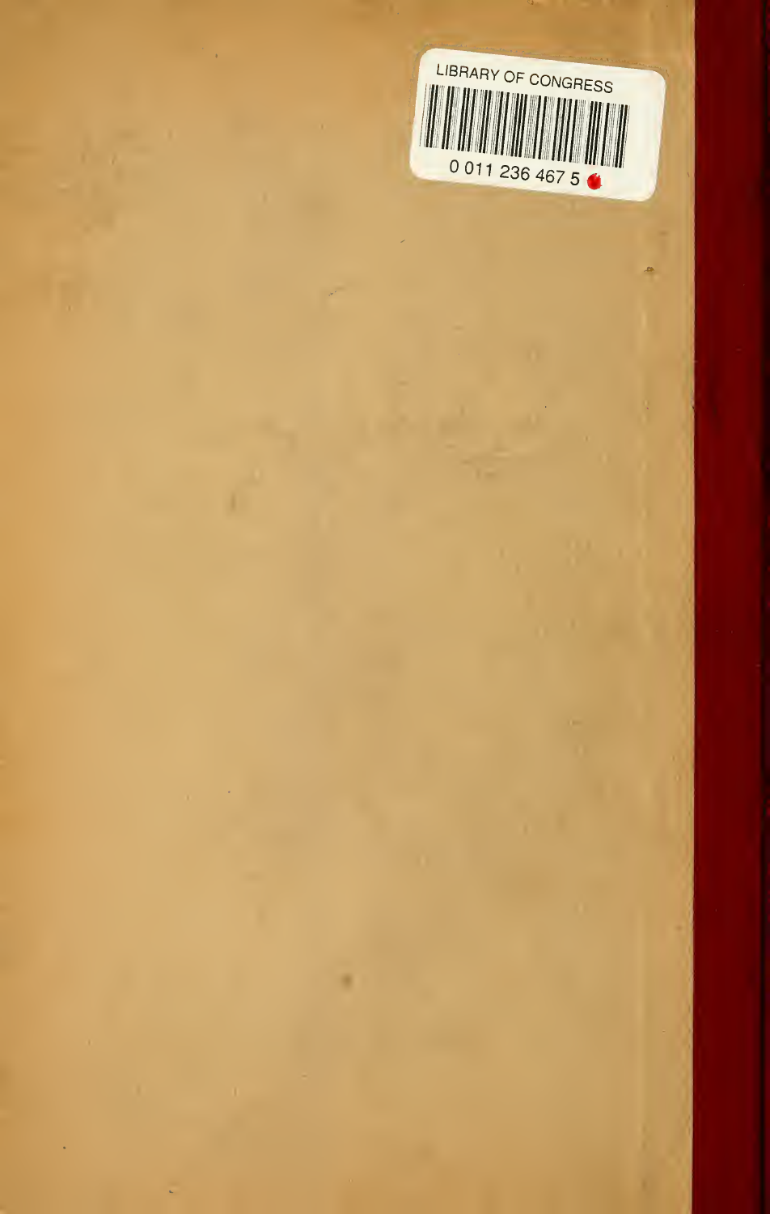LIBRARY OF CONGRESS

0 011 236 467 5